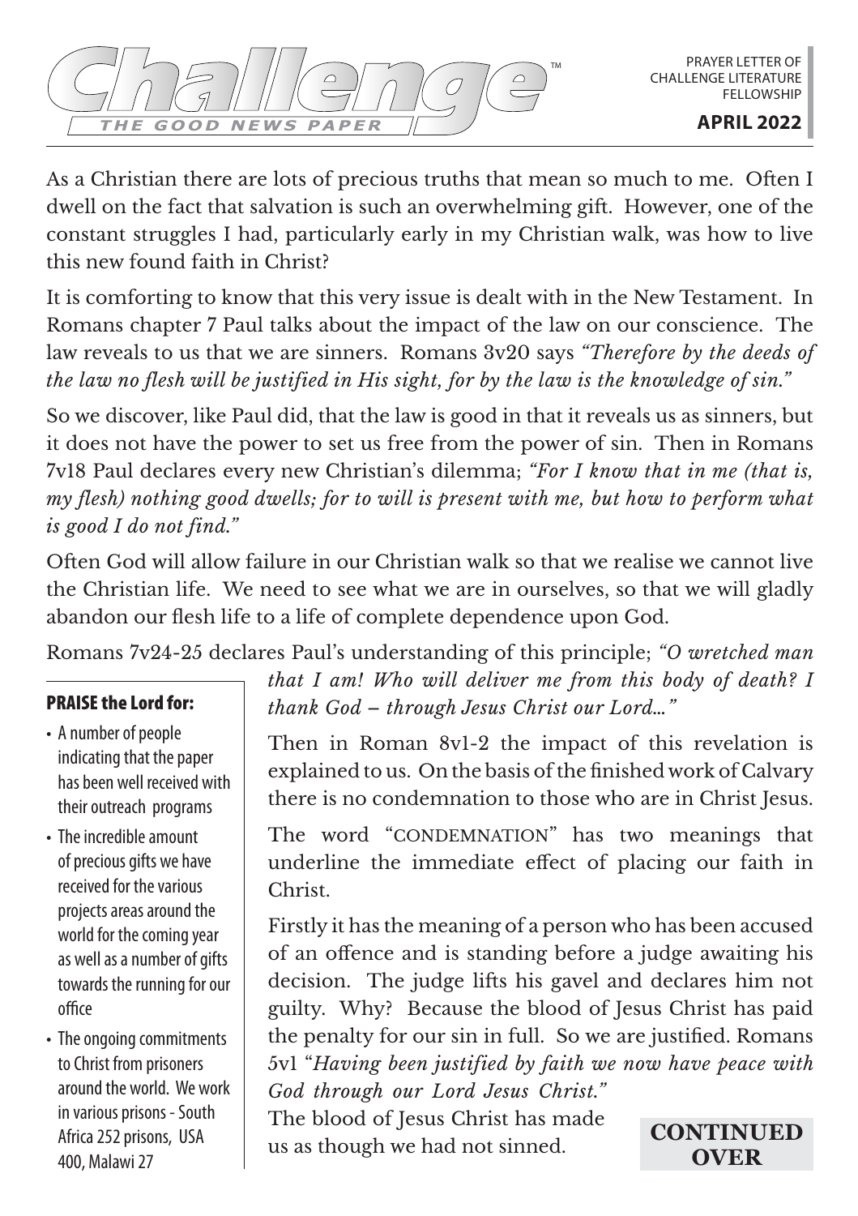# Challenge™

**THE GOOD NEWS PAPER**

PRAYER LETTER OF CHALLENGE LITERATURE FELLOWSHIP

**APRIL 2022**

As a Christian there are lots of precious truths that mean so much to me. Often I dwell on the fact that salvation is such an overwhelming gift. However, one of the constant struggles I had, particularly early in my Christian walk, was how to live this new found faith in Christ?

It is comforting to know that this very issue is dealt with in the New Testament. In Romans chapter 7 Paul talks about the impact of the law on our conscience. The law reveals to us that we are sinners. Romans 3v20 says *"Therefore by the deeds of the law no flesh will be justified in His sight, for by the law is the knowledge of sin."*

So we discover, like Paul did, that the law is good in that it reveals us as sinners, but it does not have the power to set us free from the power of sin. Then in Romans 7v18 Paul declares every new Christian's dilemma; *"For I know that in me (that is, my flesh) nothing good dwells; for to will is present with me, but how to perform what is good I do not find."*

Often God will allow failure in our Christian walk so that we realise we cannot live the Christian life. We need to see what we are in ourselves, so that we will gladly abandon our flesh life to a life of complete dependence upon God.

Romans 7v24-25 declares Paul's understanding of this principle; *"O wretched man that I am! Who will deliver me from this body of death? I thank God – through Jesus Christ our Lord..."*

Then in Roman 8v1-2 the impact of this revelation is explained to us. On the basis of the finished work of Calvary there is no condemnation to those who are in Christ Jesus.

The word "CONDEMNATION" has two meanings that underline the immediate effect of placing our faith in Christ.

Firstly it has the meaning of a person who has been accused of an offence and is standing before a judge awaiting his decision. The judge lifts his gavel and declares him not guilty. Why? Because the blood of Jesus Christ has paid the penalty for our sin in full. So we are justified. Romans 5v1 "*Having been justified by faith we now have peace with God through our Lord Jesus Christ."*

The blood of Jesus Christ has made us as though we had not sinned.

**CONTINUED OVER**

### PRAISE the Lord for:

- A number of people indicating that the paper has been well received with their outreach programs
- The incredible amount of precious gifts we have received for the various projects areas around the world for the coming year as well as a number of gifts towards the running for our office
- The ongoing commitments to Christ from prisoners around the world. We work in various prisons - South Africa 252 prisons, USA 400, Malawi 27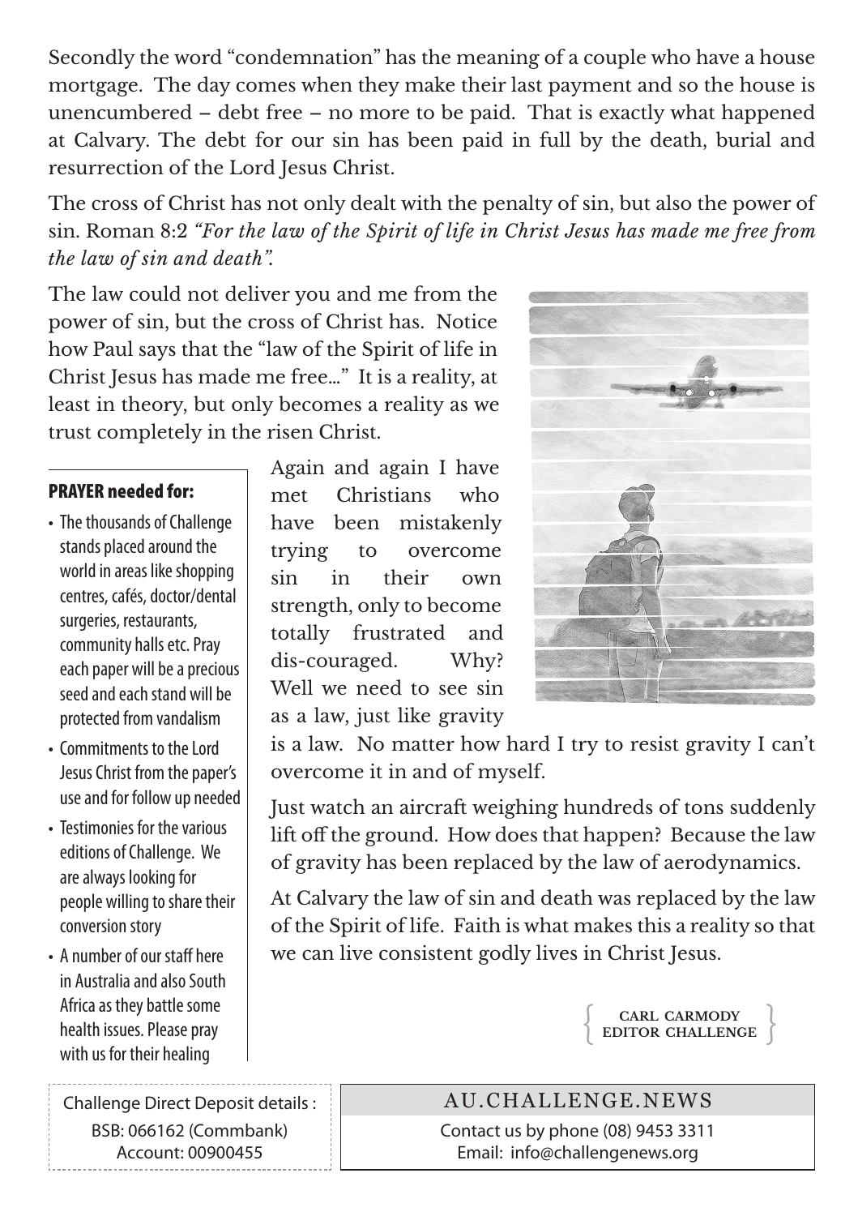Secondly the word "condemnation" has the meaning of a couple who have a house mortgage. The day comes when they make their last payment and so the house is unencumbered – debt free – no more to be paid. That is exactly what happened at Calvary. The debt for our sin has been paid in full by the death, burial and resurrection of the Lord Jesus Christ.

The cross of Christ has not only dealt with the penalty of sin, but also the power of sin. Roman 8:2 *"For the law of the Spirit of life in Christ Jesus has made me free from the law of sin and death".*

The law could not deliver you and me from the power of sin, but the cross of Christ has. Notice how Paul says that the "law of the Spirit of life in Christ Jesus has made me free..." It is a reality, at least in theory, but only becomes a reality as we trust completely in the risen Christ.

Again and again I have met Christians who have been mistakenly trying to overcome sin in their own strength, only to become totally frustrated and dis-couraged. Why? Well we need to see sin as a law, just like gravity is a law. No matter how hard I try to resist gravity I can't overcome it in and of myself.

Just watch an aircraft weighing hundreds of tons suddenly lift off the ground. How does that happen? Because the law of gravity has been replaced by the law of aerodynamics.

At Calvary the law of sin and death was replaced by the law of the Spirit of life. Faith is what makes this a reality so that we can live consistent godly lives in Christ Jesus.

CARL CARMODY
EDITOR CHALLENGE

**PRAYER needed for:**

- The thousands of Challenge stands placed around the world in areas like shopping centres, cafés, doctor/dental surgeries, restaurants, community halls etc. Pray each paper will be a precious seed and each stand will be protected from vandalism
- Commitments to the Lord Jesus Christ from the paper's use and for follow up needed
- Testimonies for the various editions of Challenge. We are always looking for people willing to share their conversion story
- A number of our staff here in Australia and also South Africa as they battle some health issues. Please pray with us for their healing

Challenge Direct Deposit details :
BSB: 066162 (Commbank)
Account: 00900455

AU.CHALLENGE.NEWS

Contact us by phone (08) 9453 3311
Email: info@challengenews.org